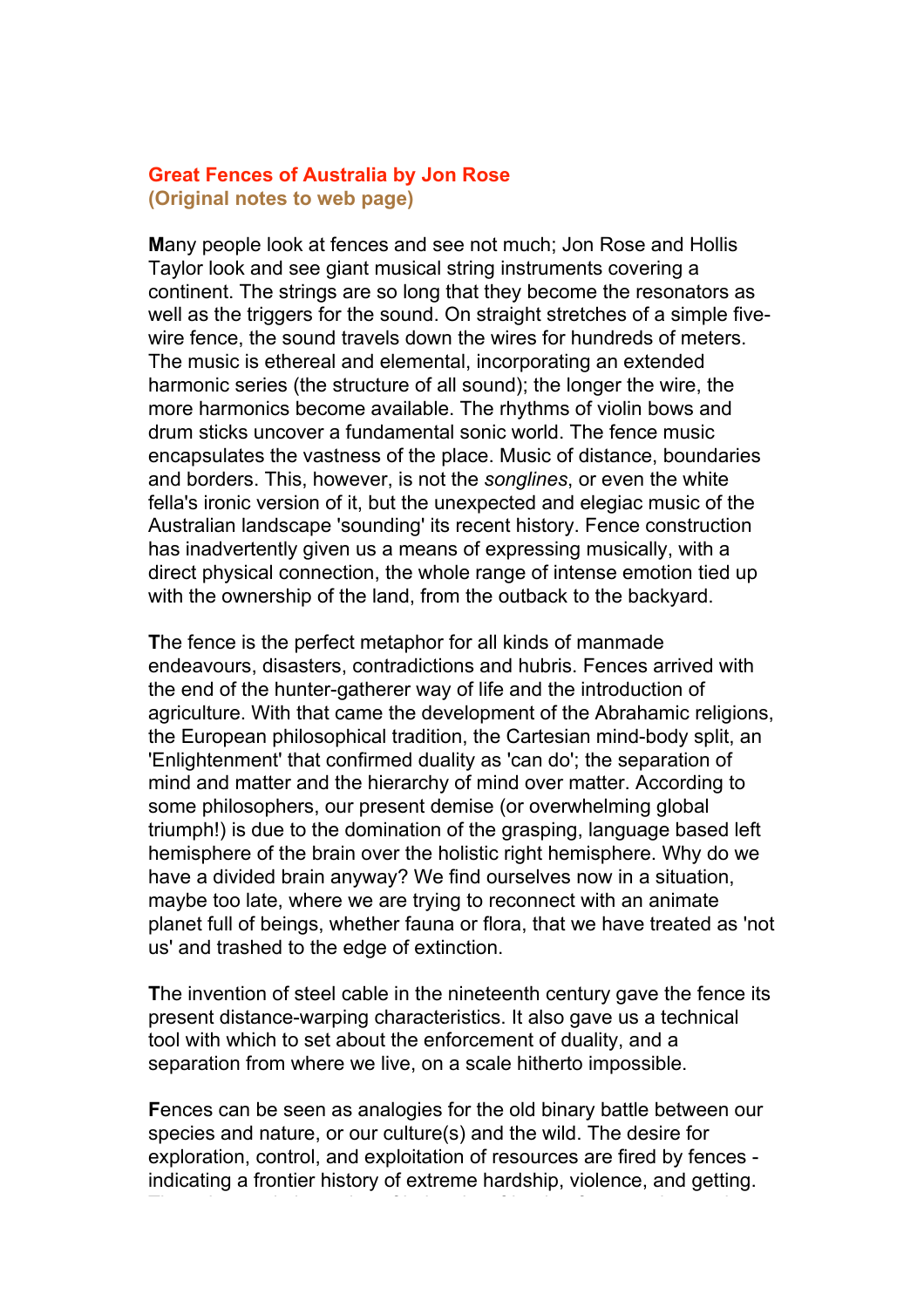# Great Fences of Australia by Jon Rose

## (Original notes to web page)

**M**any people look at fences and see not much; Jon Rose and Hollis Taylor look and see giant musical string instruments covering a continent. The strings are so long that they become the resonators as well as the triggers for the sound. On straight stretches of a simple five-wire fence, the sound travels down the wires for hundreds of meters. The music is ethereal and elemental, incorporating an extended harmonic series (the structure of all sound); the longer the wire, the more harmonics become available. The rhythms of violin bows and drum sticks uncover a fundamental sonic world. The fence music encapsulates the vastness of the place. Music of distance, boundaries and borders. This, however, is not the *songlines*, or even the white fella's ironic version of it, but the unexpected and elegiac music of the Australian landscape 'sounding' its recent history. Fence construction has inadvertently given us a means of expressing musically, with a direct physical connection, the whole range of intense emotion tied up with the ownership of the land, from the outback to the backyard.

**T**he fence is the perfect metaphor for all kinds of manmade endeavours, disasters, contradictions and hubris. Fences arrived with the end of the hunter-gatherer way of life and the introduction of agriculture. With that came the development of the Abrahamic religions, the European philosophical tradition, the Cartesian mind-body split, an 'Enlightenment' that confirmed duality as 'can do'; the separation of mind and matter and the hierarchy of mind over matter. According to some philosophers, our present demise (or overwhelming global triumph!) is due to the domination of the grasping, language based left hemisphere of the brain over the holistic right hemisphere. Why do we have a divided brain anyway? We find ourselves now in a situation, maybe too late, where we are trying to reconnect with an animate planet full of beings, whether fauna or flora, that we have treated as 'not us' and trashed to the edge of extinction.

**T**he invention of steel cable in the nineteenth century gave the fence its present distance-warping characteristics. It also gave us a technical tool with which to set about the enforcement of duality, and a separation from where we live, on a scale hitherto impossible.

**F**ences can be seen as analogies for the old binary battle between our species and nature, or our culture(s) and the wild. The desire for exploration, control, and exploitation of resources are fired by fences - indicating a frontier history of extreme hardship, violence, and getting.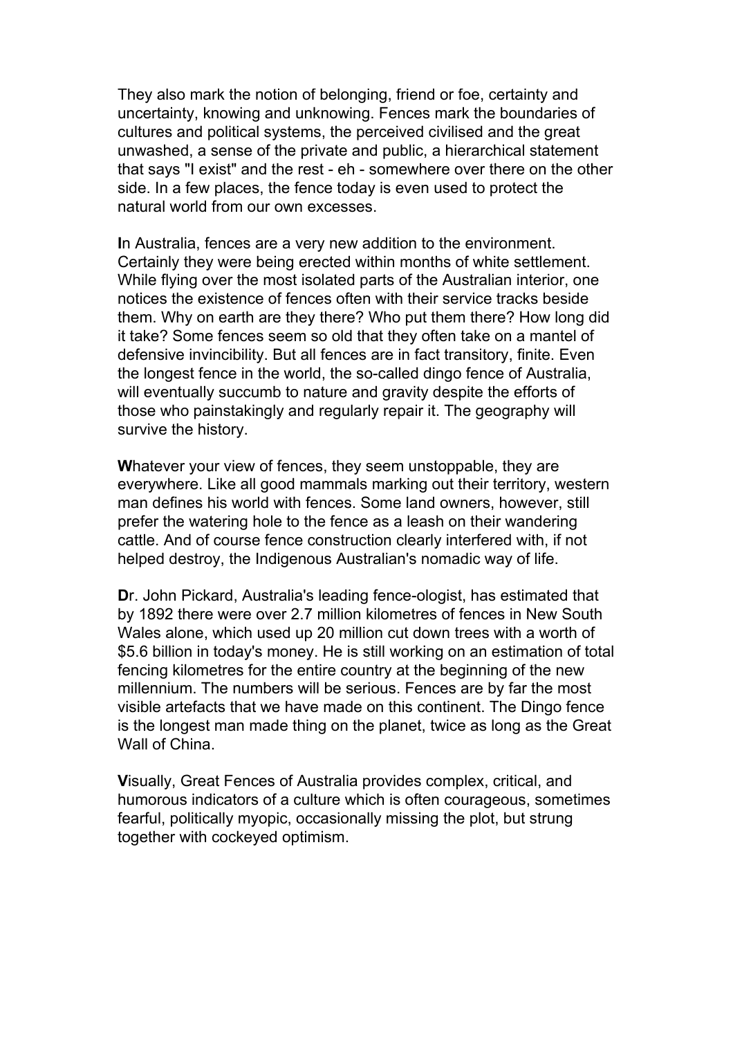They also mark the notion of belonging, friend or foe, certainty and uncertainty, knowing and unknowing. Fences mark the boundaries of cultures and political systems, the perceived civilised and the great unwashed, a sense of the private and public, a hierarchical statement that says "I exist" and the rest - eh - somewhere over there on the other side. In a few places, the fence today is even used to protect the natural world from our own excesses.

**I**n Australia, fences are a very new addition to the environment. Certainly they were being erected within months of white settlement. While flying over the most isolated parts of the Australian interior, one notices the existence of fences often with their service tracks beside them. Why on earth are they there? Who put them there? How long did it take? Some fences seem so old that they often take on a mantel of defensive invincibility. But all fences are in fact transitory, finite. Even the longest fence in the world, the so-called dingo fence of Australia, will eventually succumb to nature and gravity despite the efforts of those who painstakingly and regularly repair it. The geography will survive the history.

**W**hatever your view of fences, they seem unstoppable, they are everywhere. Like all good mammals marking out their territory, western man defines his world with fences. Some land owners, however, still prefer the watering hole to the fence as a leash on their wandering cattle. And of course fence construction clearly interfered with, if not helped destroy, the Indigenous Australian's nomadic way of life.

**D**r. John Pickard, Australia's leading fence-ologist, has estimated that by 1892 there were over 2.7 million kilometres of fences in New South Wales alone, which used up 20 million cut down trees with a worth of $5.6 billion in today's money. He is still working on an estimation of total fencing kilometres for the entire country at the beginning of the new millennium. The numbers will be serious. Fences are by far the most visible artefacts that we have made on this continent. The Dingo fence is the longest man made thing on the planet, twice as long as the Great Wall of China.

**V**isually, Great Fences of Australia provides complex, critical, and humorous indicators of a culture which is often courageous, sometimes fearful, politically myopic, occasionally missing the plot, but strung together with cockeyed optimism.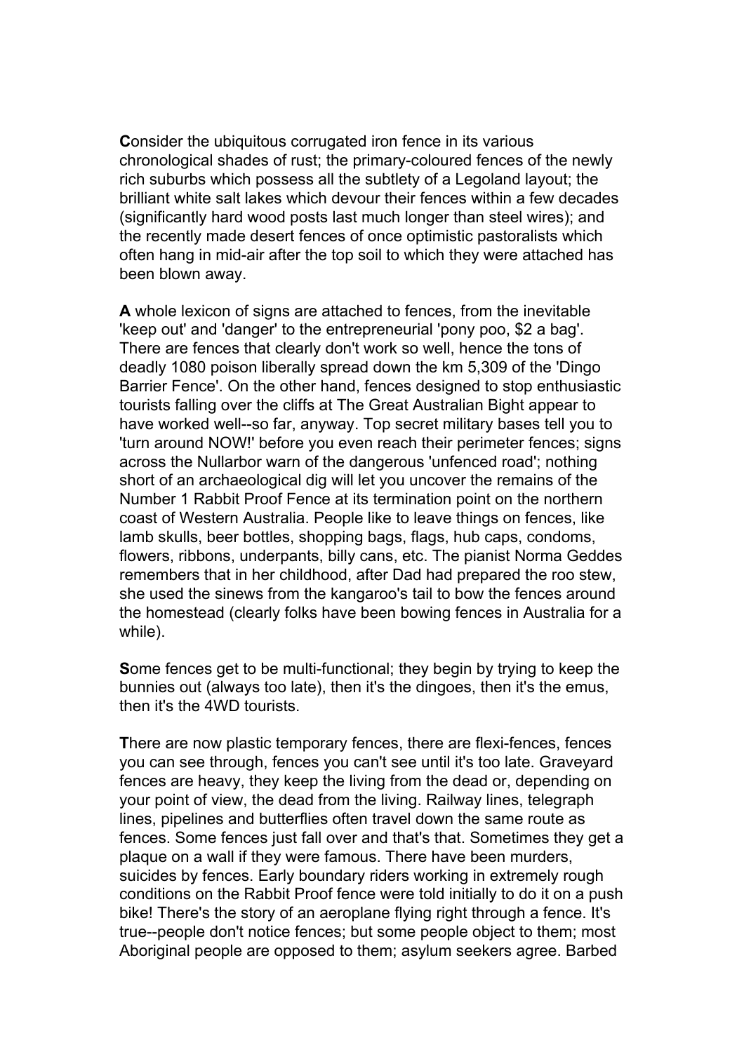**C**onsider the ubiquitous corrugated iron fence in its various chronological shades of rust; the primary-coloured fences of the newly rich suburbs which possess all the subtlety of a Legoland layout; the brilliant white salt lakes which devour their fences within a few decades (significantly hard wood posts last much longer than steel wires); and the recently made desert fences of once optimistic pastoralists which often hang in mid-air after the top soil to which they were attached has been blown away.

**A** whole lexicon of signs are attached to fences, from the inevitable 'keep out' and 'danger' to the entrepreneurial 'pony poo, $2 a bag'. There are fences that clearly don't work so well, hence the tons of deadly 1080 poison liberally spread down the km 5,309 of the 'Dingo Barrier Fence'. On the other hand, fences designed to stop enthusiastic tourists falling over the cliffs at The Great Australian Bight appear to have worked well--so far, anyway. Top secret military bases tell you to 'turn around NOW!' before you even reach their perimeter fences; signs across the Nullarbor warn of the dangerous 'unfenced road'; nothing short of an archaeological dig will let you uncover the remains of the Number 1 Rabbit Proof Fence at its termination point on the northern coast of Western Australia. People like to leave things on fences, like lamb skulls, beer bottles, shopping bags, flags, hub caps, condoms, flowers, ribbons, underpants, billy cans, etc. The pianist Norma Geddes remembers that in her childhood, after Dad had prepared the roo stew, she used the sinews from the kangaroo's tail to bow the fences around the homestead (clearly folks have been bowing fences in Australia for a while).

**S**ome fences get to be multi-functional; they begin by trying to keep the bunnies out (always too late), then it's the dingoes, then it's the emus, then it's the 4WD tourists.

**T**here are now plastic temporary fences, there are flexi-fences, fences you can see through, fences you can't see until it's too late. Graveyard fences are heavy, they keep the living from the dead or, depending on your point of view, the dead from the living. Railway lines, telegraph lines, pipelines and butterflies often travel down the same route as fences. Some fences just fall over and that's that. Sometimes they get a plaque on a wall if they were famous. There have been murders, suicides by fences. Early boundary riders working in extremely rough conditions on the Rabbit Proof fence were told initially to do it on a push bike! There's the story of an aeroplane flying right through a fence. It's true--people don't notice fences; but some people object to them; most Aboriginal people are opposed to them; asylum seekers agree. Barbed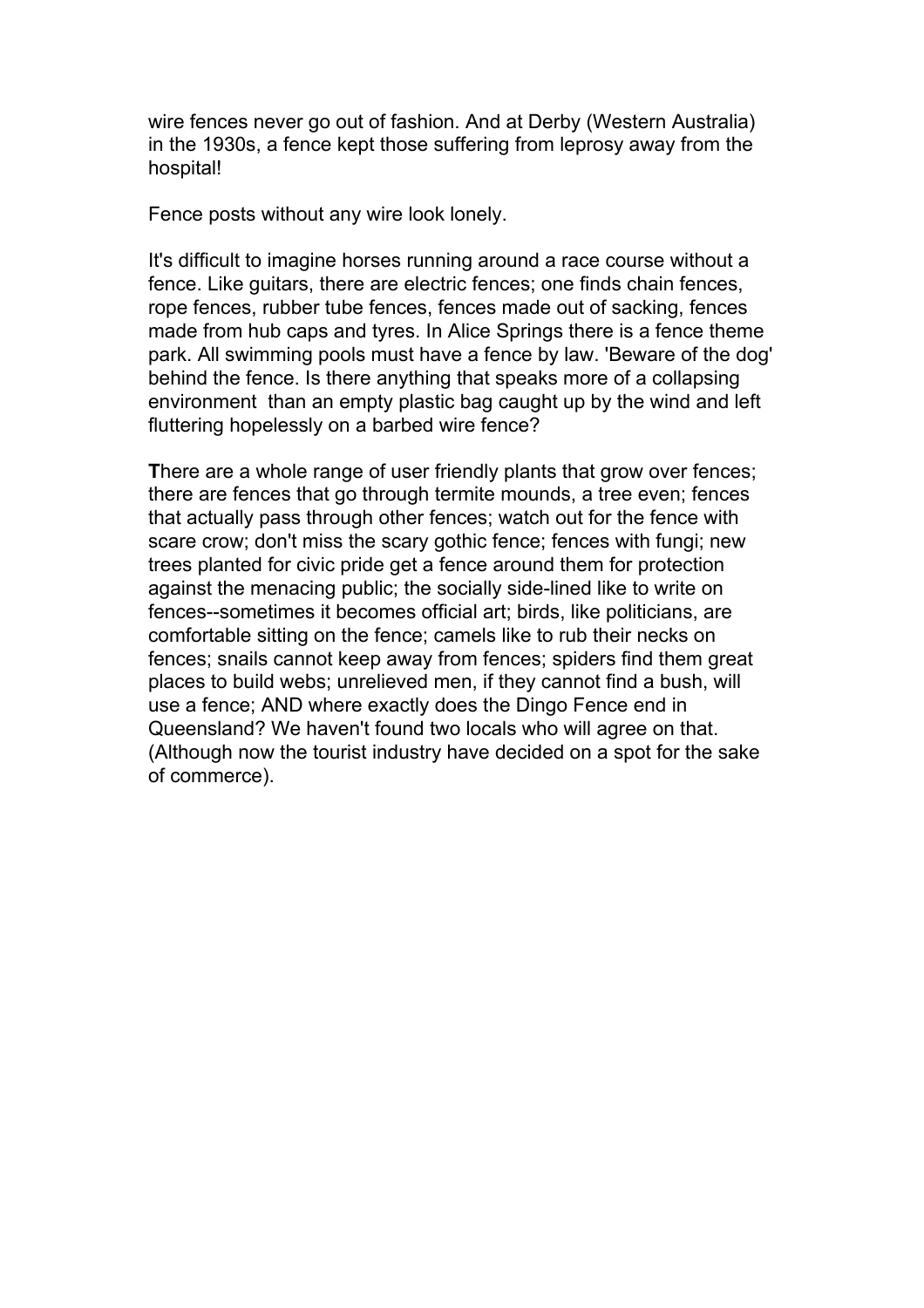wire fences never go out of fashion. And at Derby (Western Australia) in the 1930s, a fence kept those suffering from leprosy away from the hospital!

Fence posts without any wire look lonely.

It's difficult to imagine horses running around a race course without a fence. Like guitars, there are electric fences; one finds chain fences, rope fences, rubber tube fences, fences made out of sacking, fences made from hub caps and tyres. In Alice Springs there is a fence theme park. All swimming pools must have a fence by law. 'Beware of the dog' behind the fence. Is there anything that speaks more of a collapsing environment than an empty plastic bag caught up by the wind and left fluttering hopelessly on a barbed wire fence?

**T**here are a whole range of user friendly plants that grow over fences; there are fences that go through termite mounds, a tree even; fences that actually pass through other fences; watch out for the fence with scare crow; don't miss the scary gothic fence; fences with fungi; new trees planted for civic pride get a fence around them for protection against the menacing public; the socially side-lined like to write on fences--sometimes it becomes official art; birds, like politicians, are comfortable sitting on the fence; camels like to rub their necks on fences; snails cannot keep away from fences; spiders find them great places to build webs; unrelieved men, if they cannot find a bush, will use a fence; AND where exactly does the Dingo Fence end in Queensland? We haven't found two locals who will agree on that. (Although now the tourist industry have decided on a spot for the sake of commerce).